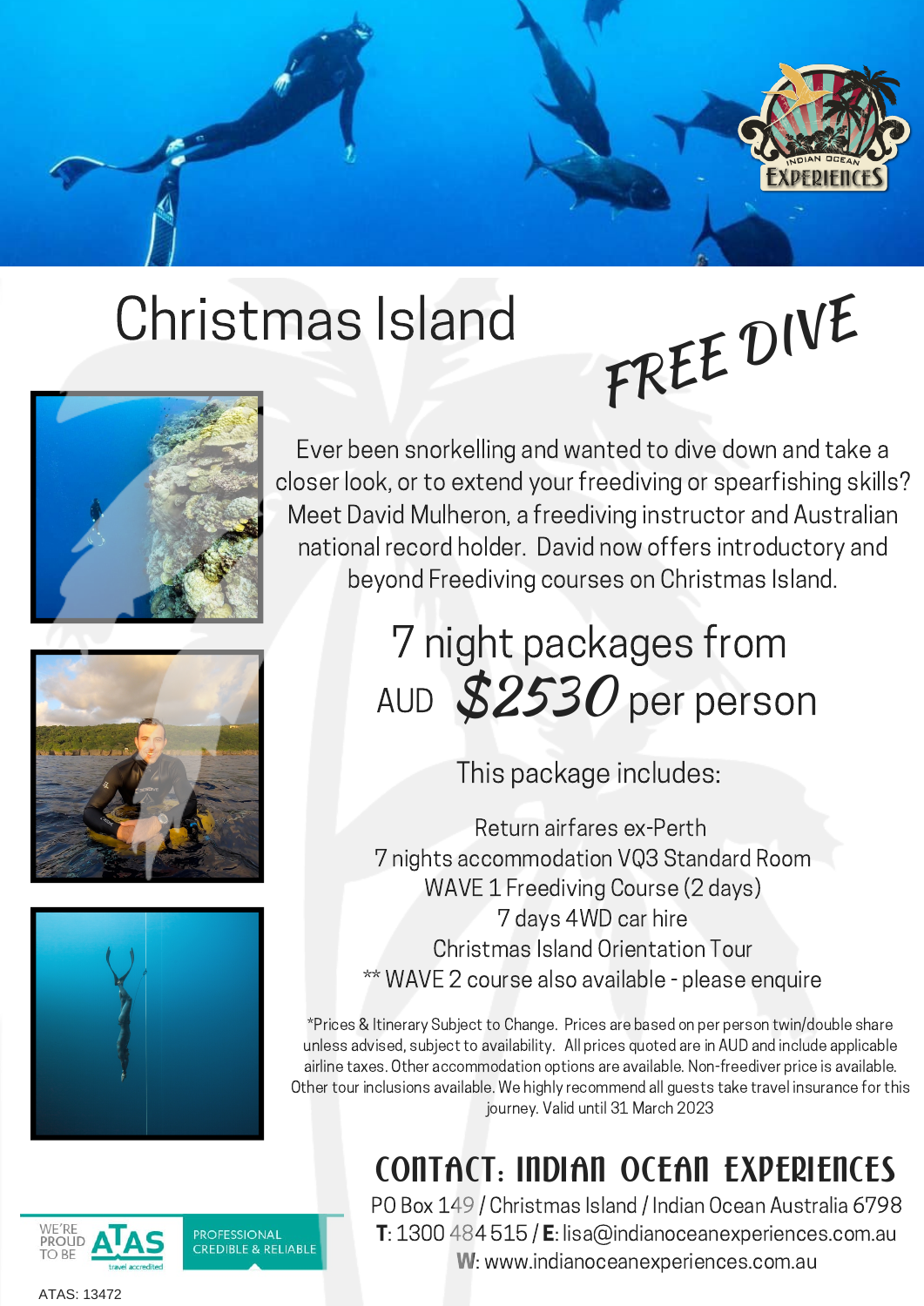# Christmas Island

## FREE DIVE

Ever been snorkelling and wanted to dive down and take a closer look, or to extend your freediving or spearfishing skills? Meet David Mulheron, a freediving instructor and Australian national record holder. David now offers introductory and beyond Freediving courses on Christmas Island.

## 7 night packages from AUD *$2530* per person

This package includes:

Return airfares ex-Perth
7 nights accommodation VQ3 Standard Room
WAVE 1 Freediving Course (2 days)
7 days 4WD car hire
Christmas Island Orientation Tour
** WAVE 2 course also available - please enquire

*Prices & Itinerary Subject to Change. Prices are based on per person twin/double share unless advised, subject to availability. All prices quoted are in AUD and include applicable airline taxes. Other accommodation options are available. Non-freediver price is available. Other tour inclusions available. We highly recommend all guests take travel insurance for this journey. Valid until 31 March 2023

## CONTACT: INDIAN OCEAN EXPERIENCES

PO Box 149 / Christmas Island / Indian Ocean Australia 6798
**T**: 1300 484 515 / **E**: lisa@indianoceanexperiences.com.au
**W**: www.indianoceanexperiences.com.au

WE'RE PROUD TO BE ATAS travel accredited — PROFESSIONAL CREDIBLE & RELIABLE

ATAS: 13472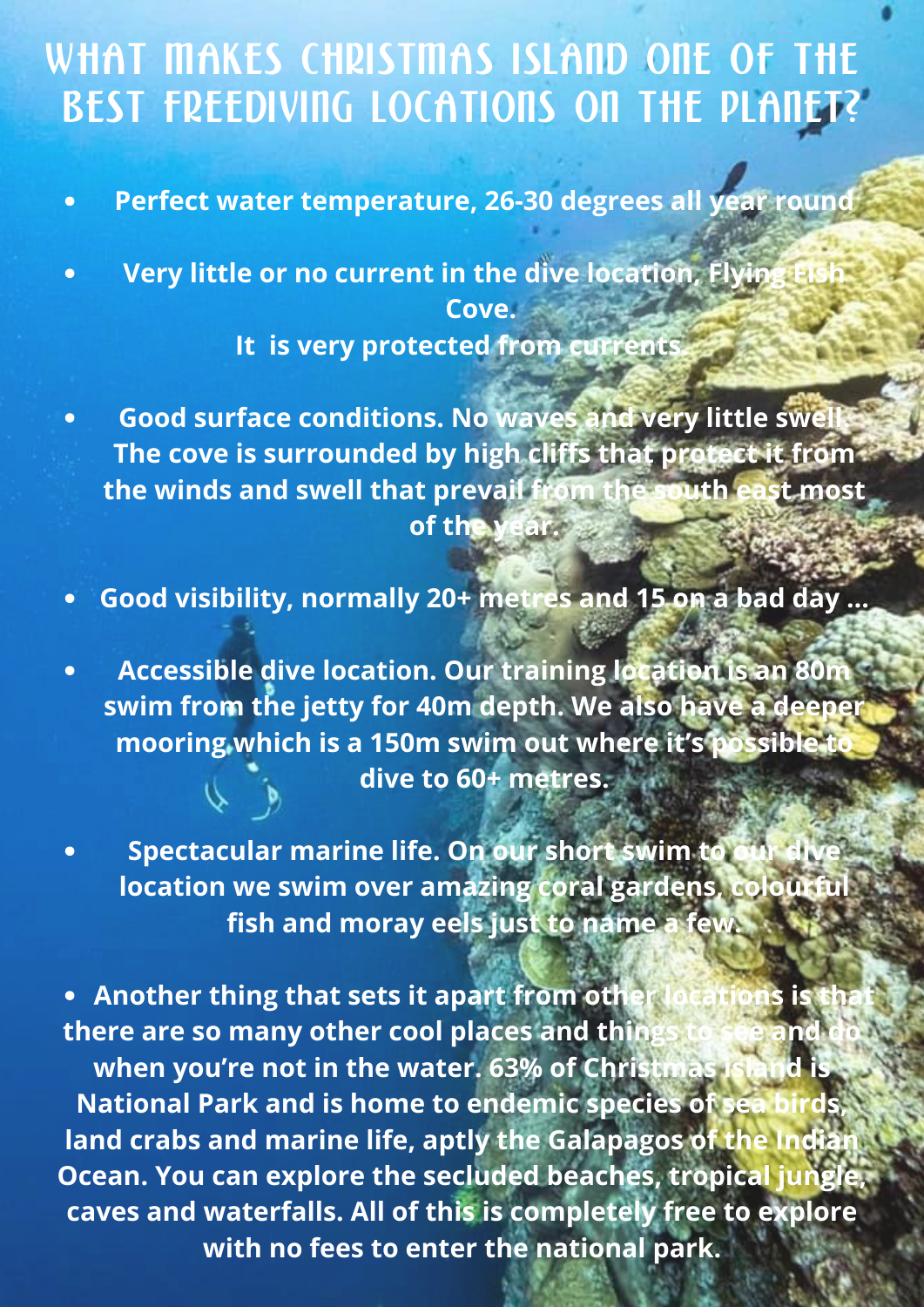# WHAT MAKES CHRISTMAS ISLAND ONE OF THE BEST FREEDIVING LOCATIONS ON THE PLANET?

- **Perfect water temperature, 26-30 degrees all year round**
- **Very little or no current in the dive location, Flying Fish Cove. It is very protected from currents.**
- **Good surface conditions. No waves and very little swell. The cove is surrounded by high cliffs that protect it from the winds and swell that prevail from the south east most of the year.**
- **Good visibility, normally 20+ metres and 15 on a bad day ...**
- **Accessible dive location. Our training location is an 80m swim from the jetty for 40m depth. We also have a deeper mooring which is a 150m swim out where it's possible to dive to 60+ metres.**
- **Spectacular marine life. On our short swim to our dive location we swim over amazing coral gardens, colourful fish and moray eels just to name a few.**
- **Another thing that sets it apart from other locations is that there are so many other cool places and things to see and do when you're not in the water. 63% of Christmas Island is National Park and is home to endemic species of sea birds, land crabs and marine life, aptly the Galapagos of the Indian Ocean. You can explore the secluded beaches, tropical jungle, caves and waterfalls. All of this is completely free to explore with no fees to enter the national park.**